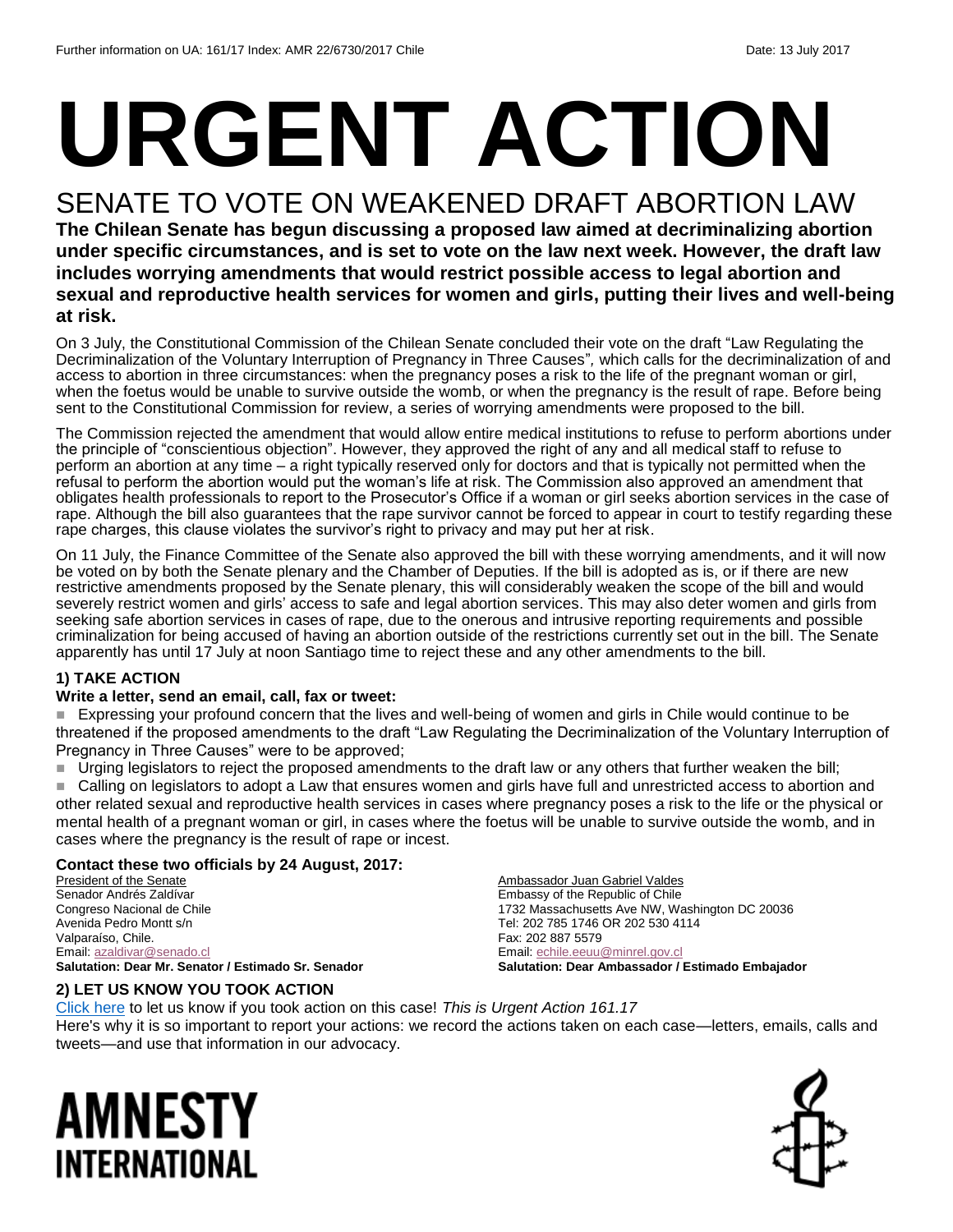Further information on UA: 161/17 Index: AMR 22/6730/2017 Chile Date: 13 July 2017

# URGENT ACTION

## SENATE TO VOTE ON WEAKENED DRAFT ABORTION LAW

**The Chilean Senate has begun discussing a proposed law aimed at decriminalizing abortion under specific circumstances, and is set to vote on the law next week. However, the draft law includes worrying amendments that would restrict possible access to legal abortion and sexual and reproductive health services for women and girls, putting their lives and well-being at risk.**

On 3 July, the Constitutional Commission of the Chilean Senate concluded their vote on the draft "Law Regulating the Decriminalization of the Voluntary Interruption of Pregnancy in Three Causes", which calls for the decriminalization of and access to abortion in three circumstances: when the pregnancy poses a risk to the life of the pregnant woman or girl, when the foetus would be unable to survive outside the womb, or when the pregnancy is the result of rape. Before being sent to the Constitutional Commission for review, a series of worrying amendments were proposed to the bill.

The Commission rejected the amendment that would allow entire medical institutions to refuse to perform abortions under the principle of "conscientious objection". However, they approved the right of any and all medical staff to refuse to perform an abortion at any time – a right typically reserved only for doctors and that is typically not permitted when the refusal to perform the abortion would put the woman's life at risk. The Commission also approved an amendment that obligates health professionals to report to the Prosecutor's Office if a woman or girl seeks abortion services in the case of rape. Although the bill also guarantees that the rape survivor cannot be forced to appear in court to testify regarding these rape charges, this clause violates the survivor's right to privacy and may put her at risk.

On 11 July, the Finance Committee of the Senate also approved the bill with these worrying amendments, and it will now be voted on by both the Senate plenary and the Chamber of Deputies. If the bill is adopted as is, or if there are new restrictive amendments proposed by the Senate plenary, this will considerably weaken the scope of the bill and would severely restrict women and girls' access to safe and legal abortion services. This may also deter women and girls from seeking safe abortion services in cases of rape, due to the onerous and intrusive reporting requirements and possible criminalization for being accused of having an abortion outside of the restrictions currently set out in the bill. The Senate apparently has until 17 July at noon Santiago time to reject these and any other amendments to the bill.

### 1) TAKE ACTION

**Write a letter, send an email, call, fax or tweet:**

- Expressing your profound concern that the lives and well-being of women and girls in Chile would continue to be threatened if the proposed amendments to the draft "Law Regulating the Decriminalization of the Voluntary Interruption of Pregnancy in Three Causes" were to be approved;
- Urging legislators to reject the proposed amendments to the draft law or any others that further weaken the bill;
- Calling on legislators to adopt a Law that ensures women and girls have full and unrestricted access to abortion and other related sexual and reproductive health services in cases where pregnancy poses a risk to the life or the physical or mental health of a pregnant woman or girl, in cases where the foetus will be unable to survive outside the womb, and in cases where the pregnancy is the result of rape or incest.

**Contact these two officials by 24 August, 2017:**

President of the Senate
Senador Andrés Zaldívar
Congreso Nacional de Chile
Avenida Pedro Montt s/n
Valparaíso, Chile.
Email: azaldivar@senado.cl
**Salutation: Dear Mr. Senator / Estimado Sr. Senador**

Ambassador Juan Gabriel Valdes
Embassy of the Republic of Chile
1732 Massachusetts Ave NW, Washington DC 20036
Tel: 202 785 1746 OR 202 530 4114
Fax: 202 887 5579
Email: echile.eeuu@minrel.gov.cl
**Salutation: Dear Ambassador / Estimado Embajador**

### 2) LET US KNOW YOU TOOK ACTION

Click here to let us know if you took action on this case! *This is Urgent Action 161.17*
Here's why it is so important to report your actions: we record the actions taken on each case—letters, emails, calls and tweets—and use that information in our advocacy.

**AMNESTY INTERNATIONAL**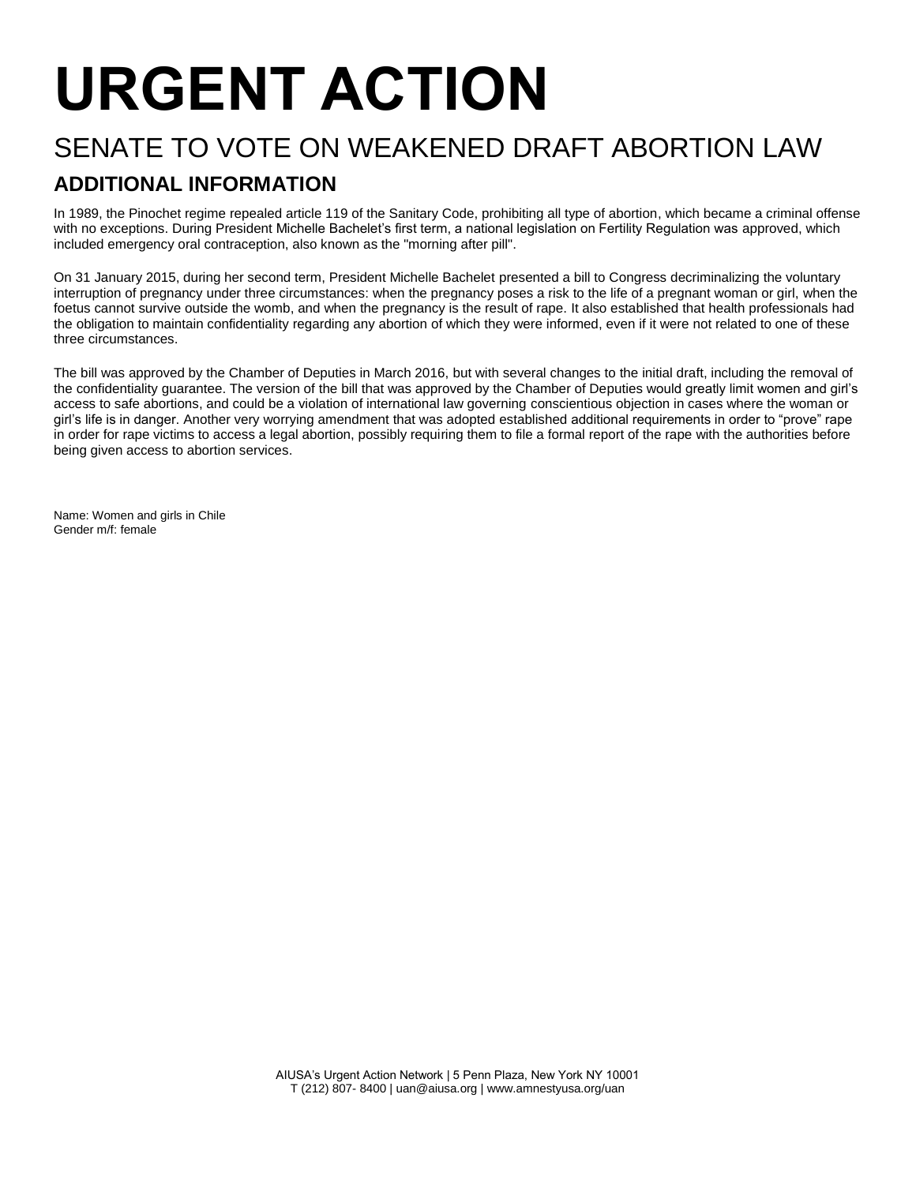# URGENT ACTION

## SENATE TO VOTE ON WEAKENED DRAFT ABORTION LAW

### ADDITIONAL INFORMATION

In 1989, the Pinochet regime repealed article 119 of the Sanitary Code, prohibiting all type of abortion, which became a criminal offense with no exceptions. During President Michelle Bachelet's first term, a national legislation on Fertility Regulation was approved, which included emergency oral contraception, also known as the "morning after pill".

On 31 January 2015, during her second term, President Michelle Bachelet presented a bill to Congress decriminalizing the voluntary interruption of pregnancy under three circumstances: when the pregnancy poses a risk to the life of a pregnant woman or girl, when the foetus cannot survive outside the womb, and when the pregnancy is the result of rape. It also established that health professionals had the obligation to maintain confidentiality regarding any abortion of which they were informed, even if it were not related to one of these three circumstances.

The bill was approved by the Chamber of Deputies in March 2016, but with several changes to the initial draft, including the removal of the confidentiality guarantee. The version of the bill that was approved by the Chamber of Deputies would greatly limit women and girl's access to safe abortions, and could be a violation of international law governing conscientious objection in cases where the woman or girl's life is in danger. Another very worrying amendment that was adopted established additional requirements in order to "prove" rape in order for rape victims to access a legal abortion, possibly requiring them to file a formal report of the rape with the authorities before being given access to abortion services.

Name: Women and girls in Chile
Gender m/f: female

AIUSA's Urgent Action Network | 5 Penn Plaza, New York NY 10001
T (212) 807- 8400 | uan@aiusa.org | www.amnestyusa.org/uan